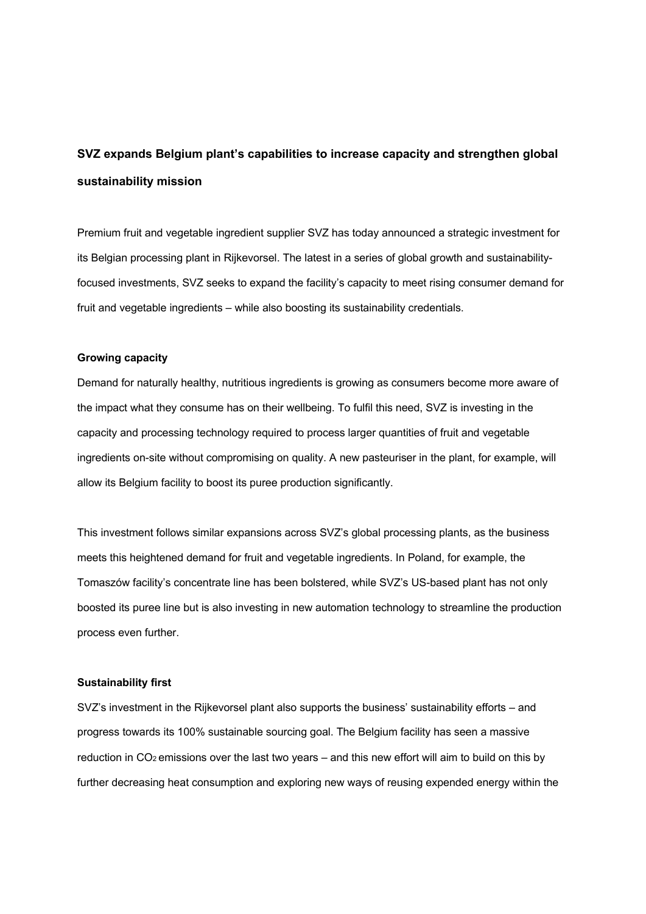**SVZ expands Belgium plant's capabilities to increase capacity and strengthen global sustainability mission**

Premium fruit and vegetable ingredient supplier SVZ has today announced a strategic investment for its Belgian processing plant in Rijkevorsel. The latest in a series of global growth and sustainability-focused investments, SVZ seeks to expand the facility's capacity to meet rising consumer demand for fruit and vegetable ingredients – while also boosting its sustainability credentials.

**Growing capacity**

Demand for naturally healthy, nutritious ingredients is growing as consumers become more aware of the impact what they consume has on their wellbeing. To fulfil this need, SVZ is investing in the capacity and processing technology required to process larger quantities of fruit and vegetable ingredients on-site without compromising on quality. A new pasteuriser in the plant, for example, will allow its Belgium facility to boost its puree production significantly.

This investment follows similar expansions across SVZ's global processing plants, as the business meets this heightened demand for fruit and vegetable ingredients. In Poland, for example, the Tomaszów facility's concentrate line has been bolstered, while SVZ's US-based plant has not only boosted its puree line but is also investing in new automation technology to streamline the production process even further.

**Sustainability first**

SVZ's investment in the Rijkevorsel plant also supports the business' sustainability efforts – and progress towards its 100% sustainable sourcing goal. The Belgium facility has seen a massive reduction in $CO_2$ emissions over the last two years – and this new effort will aim to build on this by further decreasing heat consumption and exploring new ways of reusing expended energy within the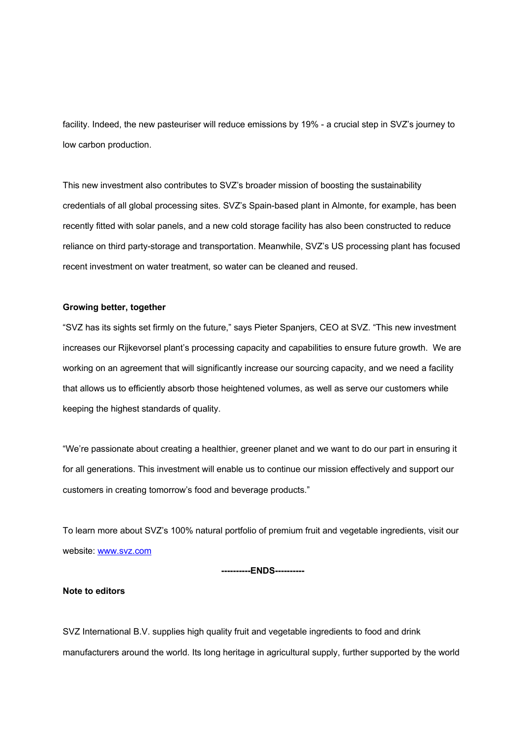facility. Indeed, the new pasteuriser will reduce emissions by 19% - a crucial step in SVZ's journey to low carbon production.

This new investment also contributes to SVZ's broader mission of boosting the sustainability credentials of all global processing sites. SVZ's Spain-based plant in Almonte, for example, has been recently fitted with solar panels, and a new cold storage facility has also been constructed to reduce reliance on third party-storage and transportation. Meanwhile, SVZ's US processing plant has focused recent investment on water treatment, so water can be cleaned and reused.

**Growing better, together**

"SVZ has its sights set firmly on the future," says Pieter Spanjers, CEO at SVZ. "This new investment increases our Rijkevorsel plant's processing capacity and capabilities to ensure future growth. We are working on an agreement that will significantly increase our sourcing capacity, and we need a facility that allows us to efficiently absorb those heightened volumes, as well as serve our customers while keeping the highest standards of quality.

"We're passionate about creating a healthier, greener planet and we want to do our part in ensuring it for all generations. This investment will enable us to continue our mission effectively and support our customers in creating tomorrow's food and beverage products."

To learn more about SVZ's 100% natural portfolio of premium fruit and vegetable ingredients, visit our website: [www.svz.com](http://www.svz.com)

**----------ENDS----------**

**Note to editors**

SVZ International B.V. supplies high quality fruit and vegetable ingredients to food and drink manufacturers around the world. Its long heritage in agricultural supply, further supported by the world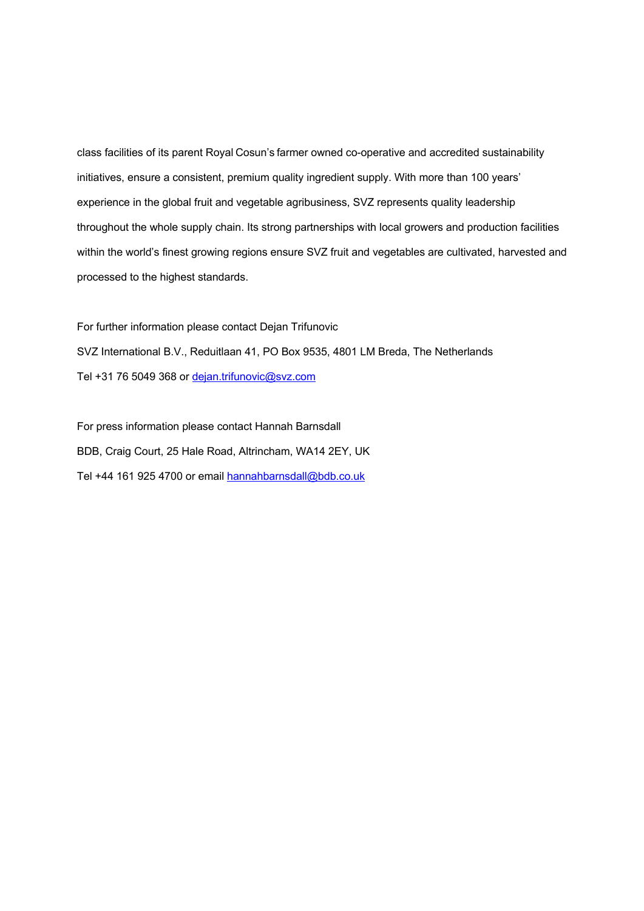class facilities of its parent Royal Cosun's farmer owned co-operative and accredited sustainability initiatives, ensure a consistent, premium quality ingredient supply. With more than 100 years' experience in the global fruit and vegetable agribusiness, SVZ represents quality leadership throughout the whole supply chain. Its strong partnerships with local growers and production facilities within the world's finest growing regions ensure SVZ fruit and vegetables are cultivated, harvested and processed to the highest standards.

For further information please contact Dejan Trifunovic
SVZ International B.V., Reduitlaan 41, PO Box 9535, 4801 LM Breda, The Netherlands
Tel +31 76 5049 368 or dejan.trifunovic@svz.com

For press information please contact Hannah Barnsdall
BDB, Craig Court, 25 Hale Road, Altrincham, WA14 2EY, UK
Tel +44 161 925 4700 or email hannahbarnsdall@bdb.co.uk